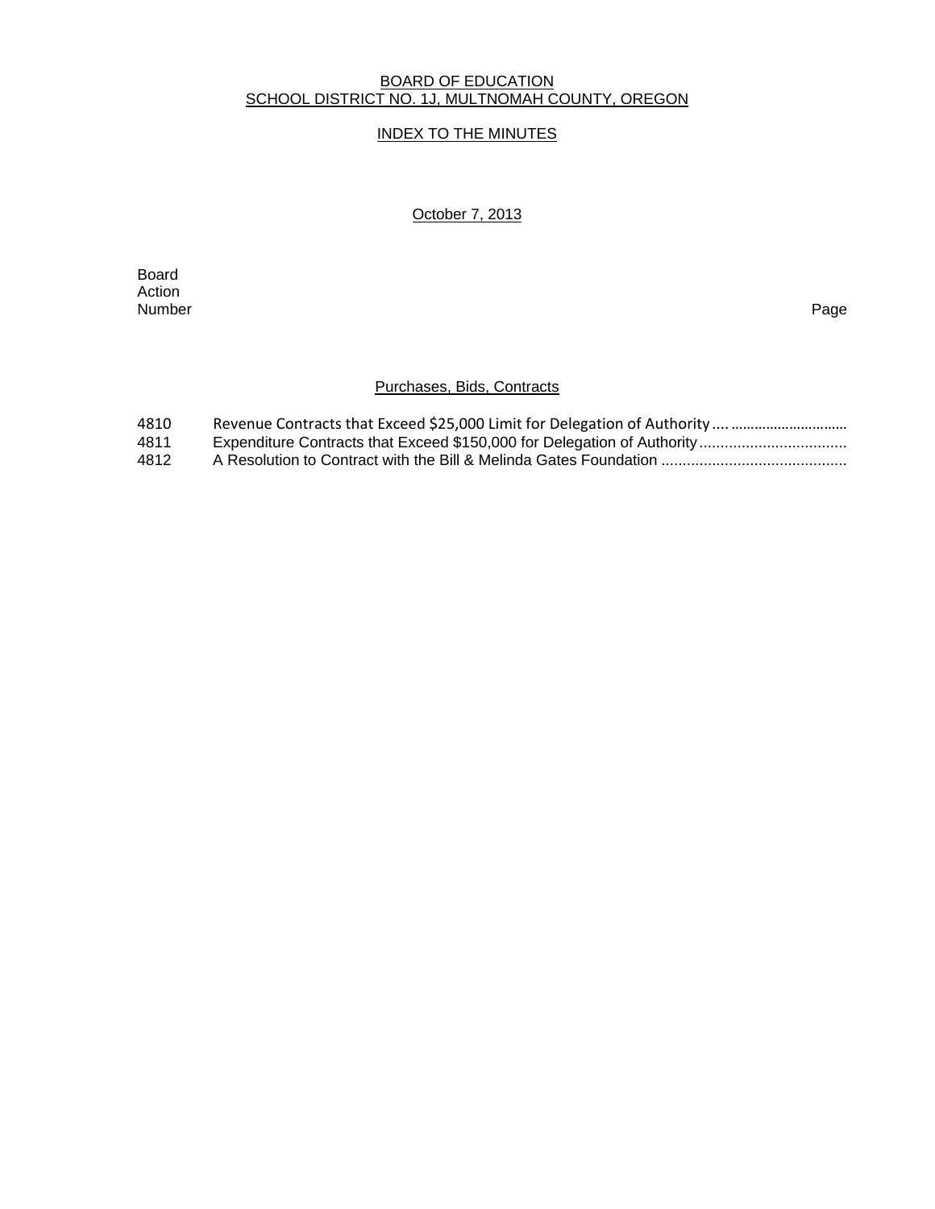BOARD OF EDUCATION
SCHOOL DISTRICT NO. 1J, MULTNOMAH COUNTY, OREGON

INDEX TO THE MINUTES

October 7, 2013

| Board Action Number | | Page |
|---|---|---|

Purchases, Bids, Contracts

| | | |
|---|---|---|
| 4810 | Revenue Contracts that Exceed $25,000 Limit for Delegation of Authority | |
| 4811 | Expenditure Contracts that Exceed $150,000 for Delegation of Authority | |
| 4812 | A Resolution to Contract with the Bill & Melinda Gates Foundation | |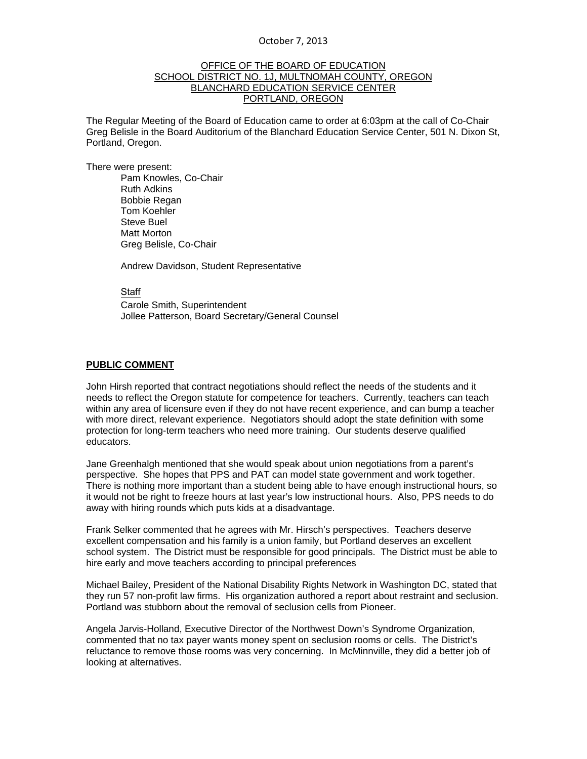October 7, 2013

OFFICE OF THE BOARD OF EDUCATION
SCHOOL DISTRICT NO. 1J, MULTNOMAH COUNTY, OREGON
BLANCHARD EDUCATION SERVICE CENTER
PORTLAND, OREGON

The Regular Meeting of the Board of Education came to order at 6:03pm at the call of Co-Chair Greg Belisle in the Board Auditorium of the Blanchard Education Service Center, 501 N. Dixon St, Portland, Oregon.

There were present:

Pam Knowles, Co-Chair
Ruth Adkins
Bobbie Regan
Tom Koehler
Steve Buel
Matt Morton
Greg Belisle, Co-Chair

Andrew Davidson, Student Representative

Staff

Carole Smith, Superintendent
Jollee Patterson, Board Secretary/General Counsel

**PUBLIC COMMENT**

John Hirsh reported that contract negotiations should reflect the needs of the students and it needs to reflect the Oregon statute for competence for teachers. Currently, teachers can teach within any area of licensure even if they do not have recent experience, and can bump a teacher with more direct, relevant experience. Negotiators should adopt the state definition with some protection for long-term teachers who need more training. Our students deserve qualified educators.

Jane Greenhalgh mentioned that she would speak about union negotiations from a parent's perspective. She hopes that PPS and PAT can model state government and work together. There is nothing more important than a student being able to have enough instructional hours, so it would not be right to freeze hours at last year's low instructional hours. Also, PPS needs to do away with hiring rounds which puts kids at a disadvantage.

Frank Selker commented that he agrees with Mr. Hirsch's perspectives. Teachers deserve excellent compensation and his family is a union family, but Portland deserves an excellent school system. The District must be responsible for good principals. The District must be able to hire early and move teachers according to principal preferences

Michael Bailey, President of the National Disability Rights Network in Washington DC, stated that they run 57 non-profit law firms. His organization authored a report about restraint and seclusion. Portland was stubborn about the removal of seclusion cells from Pioneer.

Angela Jarvis-Holland, Executive Director of the Northwest Down's Syndrome Organization, commented that no tax payer wants money spent on seclusion rooms or cells. The District's reluctance to remove those rooms was very concerning. In McMinnville, they did a better job of looking at alternatives.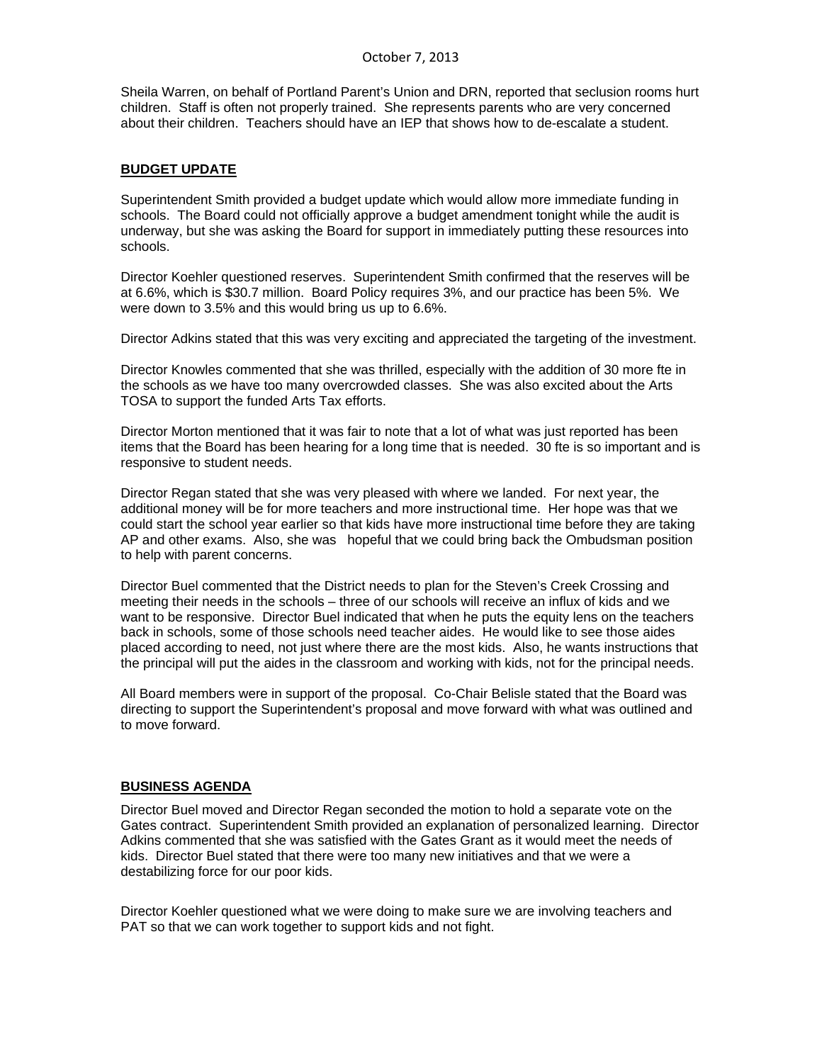Sheila Warren, on behalf of Portland Parent's Union and DRN, reported that seclusion rooms hurt children. Staff is often not properly trained. She represents parents who are very concerned about their children. Teachers should have an IEP that shows how to de-escalate a student.

## **BUDGET UPDATE**

Superintendent Smith provided a budget update which would allow more immediate funding in schools. The Board could not officially approve a budget amendment tonight while the audit is underway, but she was asking the Board for support in immediately putting these resources into schools.

Director Koehler questioned reserves. Superintendent Smith confirmed that the reserves will be at 6.6%, which is $30.7 million. Board Policy requires 3%, and our practice has been 5%. We were down to 3.5% and this would bring us up to 6.6%.

Director Adkins stated that this was very exciting and appreciated the targeting of the investment.

Director Knowles commented that she was thrilled, especially with the addition of 30 more fte in the schools as we have too many overcrowded classes. She was also excited about the Arts TOSA to support the funded Arts Tax efforts.

Director Morton mentioned that it was fair to note that a lot of what was just reported has been items that the Board has been hearing for a long time that is needed. 30 fte is so important and is responsive to student needs.

Director Regan stated that she was very pleased with where we landed. For next year, the additional money will be for more teachers and more instructional time. Her hope was that we could start the school year earlier so that kids have more instructional time before they are taking AP and other exams. Also, she was hopeful that we could bring back the Ombudsman position to help with parent concerns.

Director Buel commented that the District needs to plan for the Steven's Creek Crossing and meeting their needs in the schools – three of our schools will receive an influx of kids and we want to be responsive. Director Buel indicated that when he puts the equity lens on the teachers back in schools, some of those schools need teacher aides. He would like to see those aides placed according to need, not just where there are the most kids. Also, he wants instructions that the principal will put the aides in the classroom and working with kids, not for the principal needs.

All Board members were in support of the proposal. Co-Chair Belisle stated that the Board was directing to support the Superintendent's proposal and move forward with what was outlined and to move forward.

## **BUSINESS AGENDA**

Director Buel moved and Director Regan seconded the motion to hold a separate vote on the Gates contract. Superintendent Smith provided an explanation of personalized learning. Director Adkins commented that she was satisfied with the Gates Grant as it would meet the needs of kids. Director Buel stated that there were too many new initiatives and that we were a destabilizing force for our poor kids.

Director Koehler questioned what we were doing to make sure we are involving teachers and PAT so that we can work together to support kids and not fight.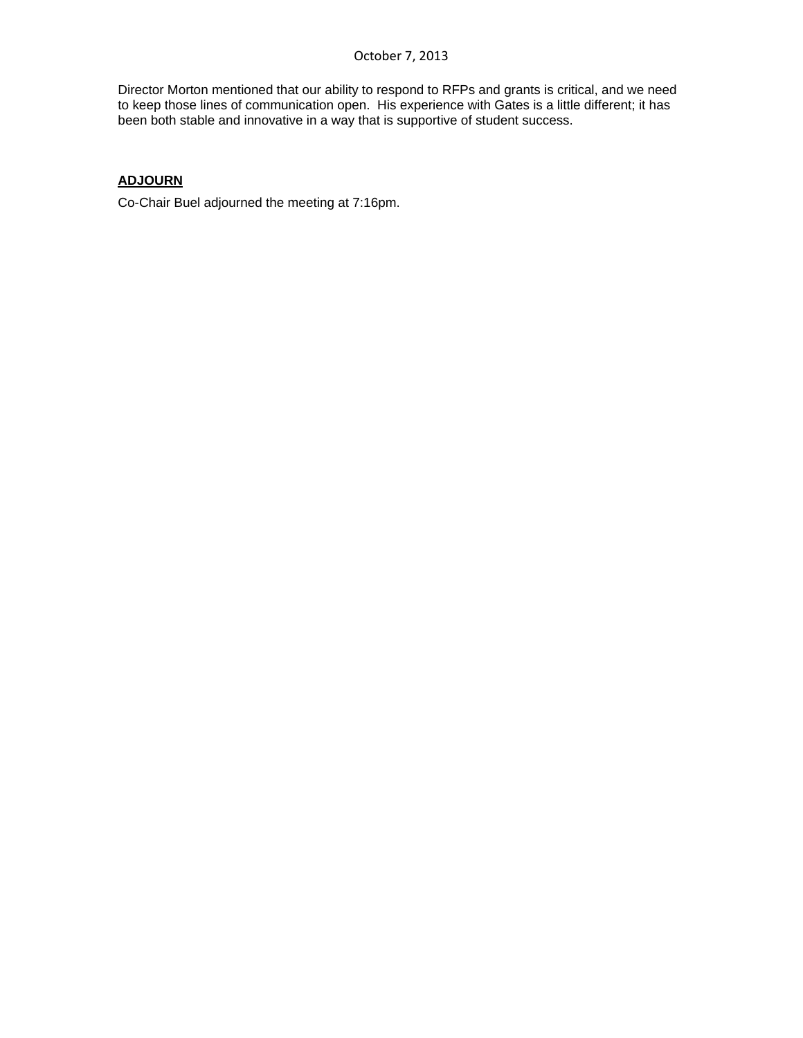Director Morton mentioned that our ability to respond to RFPs and grants is critical, and we need to keep those lines of communication open. His experience with Gates is a little different; it has been both stable and innovative in a way that is supportive of student success.

**ADJOURN**

Co-Chair Buel adjourned the meeting at 7:16pm.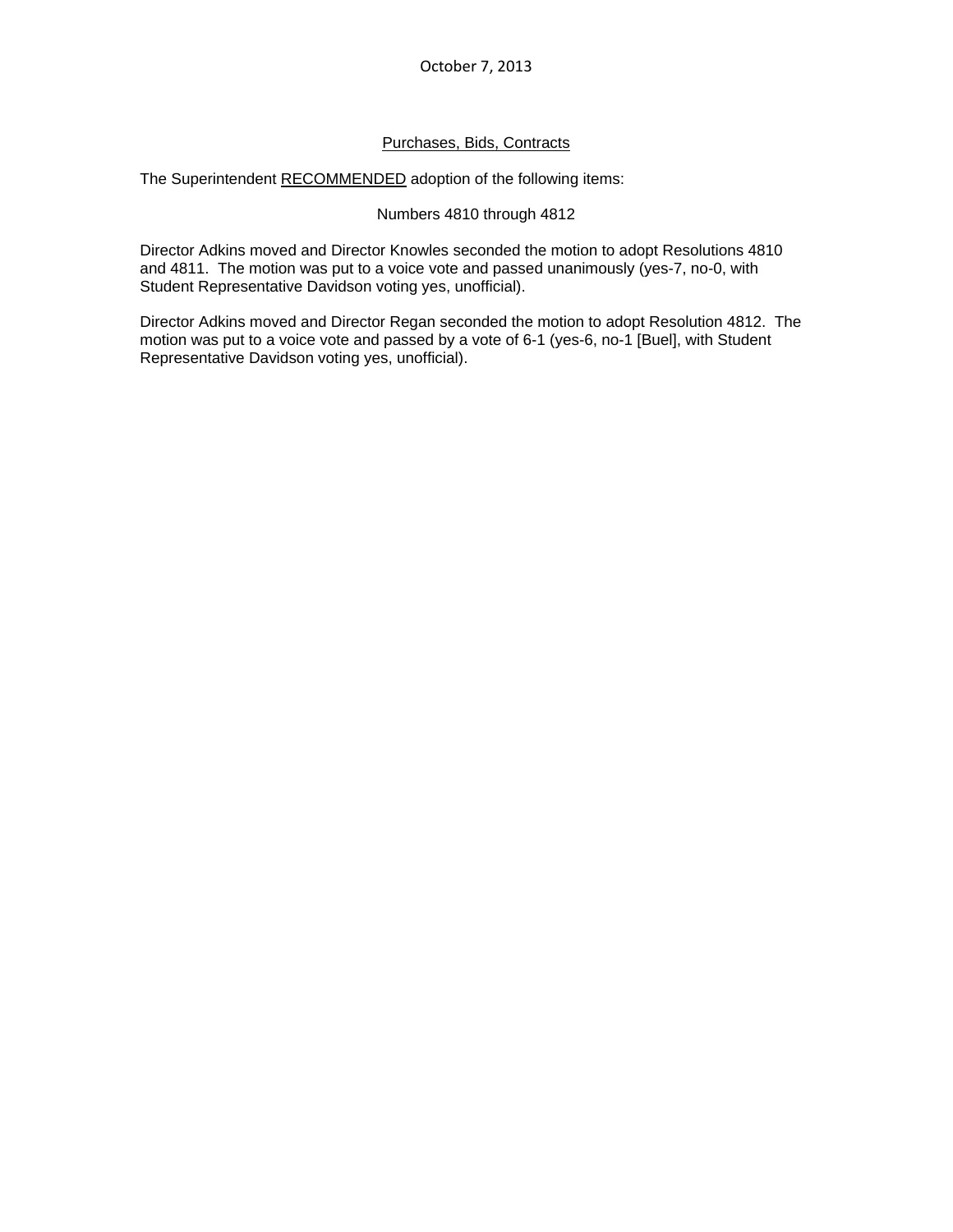October 7, 2013

## Purchases, Bids, Contracts

The Superintendent RECOMMENDED adoption of the following items:

Numbers 4810 through 4812

Director Adkins moved and Director Knowles seconded the motion to adopt Resolutions 4810 and 4811. The motion was put to a voice vote and passed unanimously (yes-7, no-0, with Student Representative Davidson voting yes, unofficial).

Director Adkins moved and Director Regan seconded the motion to adopt Resolution 4812. The motion was put to a voice vote and passed by a vote of 6-1 (yes-6, no-1 [Buel], with Student Representative Davidson voting yes, unofficial).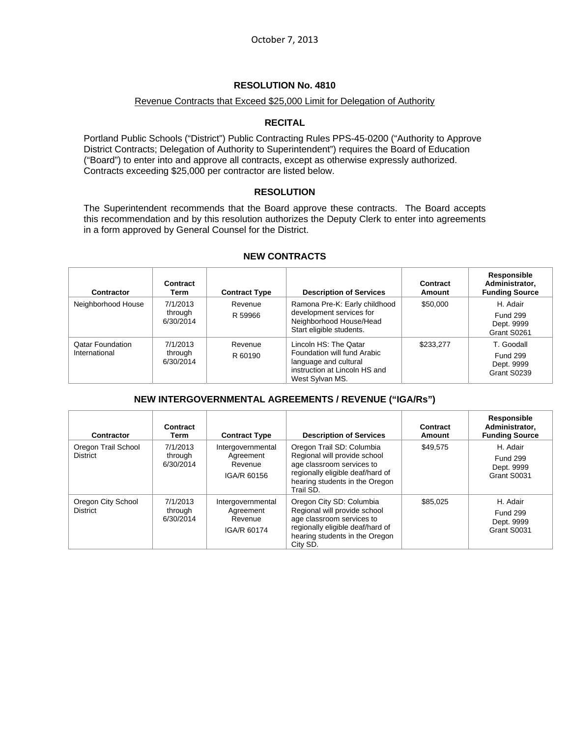October 7, 2013

## RESOLUTION No. 4810

Revenue Contracts that Exceed $25,000 Limit for Delegation of Authority

### RECITAL

Portland Public Schools ("District") Public Contracting Rules PPS-45-0200 ("Authority to Approve District Contracts; Delegation of Authority to Superintendent") requires the Board of Education ("Board") to enter into and approve all contracts, except as otherwise expressly authorized. Contracts exceeding $25,000 per contractor are listed below.

### RESOLUTION

The Superintendent recommends that the Board approve these contracts. The Board accepts this recommendation and by this resolution authorizes the Deputy Clerk to enter into agreements in a form approved by General Counsel for the District.

### NEW CONTRACTS

| Contractor | Contract Term | Contract Type | Description of Services | Contract Amount | Responsible Administrator, Funding Source |
|---|---|---|---|---|---|
| Neighborhood House | 7/1/2013 through 6/30/2014 | Revenue R 59966 | Ramona Pre-K: Early childhood development services for Neighborhood House/Head Start eligible students. | $50,000 | H. Adair Fund 299 Dept. 9999 Grant S0261 |
| Qatar Foundation International | 7/1/2013 through 6/30/2014 | Revenue R 60190 | Lincoln HS: The Qatar Foundation will fund Arabic language and cultural instruction at Lincoln HS and West Sylvan MS. | $233,277 | T. Goodall Fund 299 Dept. 9999 Grant S0239 |

### NEW INTERGOVERNMENTAL AGREEMENTS / REVENUE ("IGA/Rs")

| Contractor | Contract Term | Contract Type | Description of Services | Contract Amount | Responsible Administrator, Funding Source |
|---|---|---|---|---|---|
| Oregon Trail School District | 7/1/2013 through 6/30/2014 | Intergovernmental Agreement Revenue IGA/R 60156 | Oregon Trail SD: Columbia Regional will provide school age classroom services to regionally eligible deaf/hard of hearing students in the Oregon Trail SD. | $49,575 | H. Adair Fund 299 Dept. 9999 Grant S0031 |
| Oregon City School District | 7/1/2013 through 6/30/2014 | Intergovernmental Agreement Revenue IGA/R 60174 | Oregon City SD: Columbia Regional will provide school age classroom services to regionally eligible deaf/hard of hearing students in the Oregon City SD. | $85,025 | H. Adair Fund 299 Dept. 9999 Grant S0031 |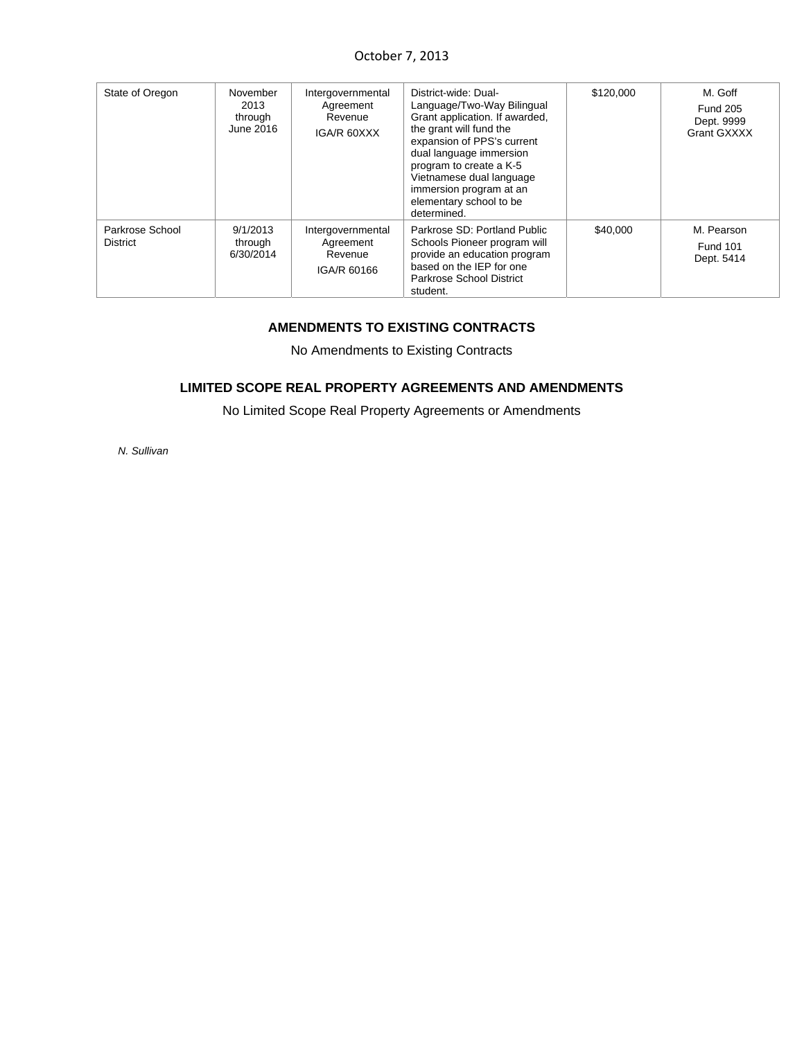| State of Oregon | November 2013 through June 2016 | Intergovernmental Agreement Revenue IGA/R 60XXX | District-wide: Dual-Language/Two-Way Bilingual Grant application. If awarded, the grant will fund the expansion of PPS's current dual language immersion program to create a K-5 Vietnamese dual language immersion program at an elementary school to be determined. | $120,000 | M. Goff Fund 205 Dept. 9999 Grant GXXXX |
|---|---|---|---|---|---|
| Parkrose School District | 9/1/2013 through 6/30/2014 | Intergovernmental Agreement Revenue IGA/R 60166 | Parkrose SD: Portland Public Schools Pioneer program will provide an education program based on the IEP for one Parkrose School District student. | $40,000 | M. Pearson Fund 101 Dept. 5414 |

## AMENDMENTS TO EXISTING CONTRACTS

No Amendments to Existing Contracts

## LIMITED SCOPE REAL PROPERTY AGREEMENTS AND AMENDMENTS

No Limited Scope Real Property Agreements or Amendments

*N. Sullivan*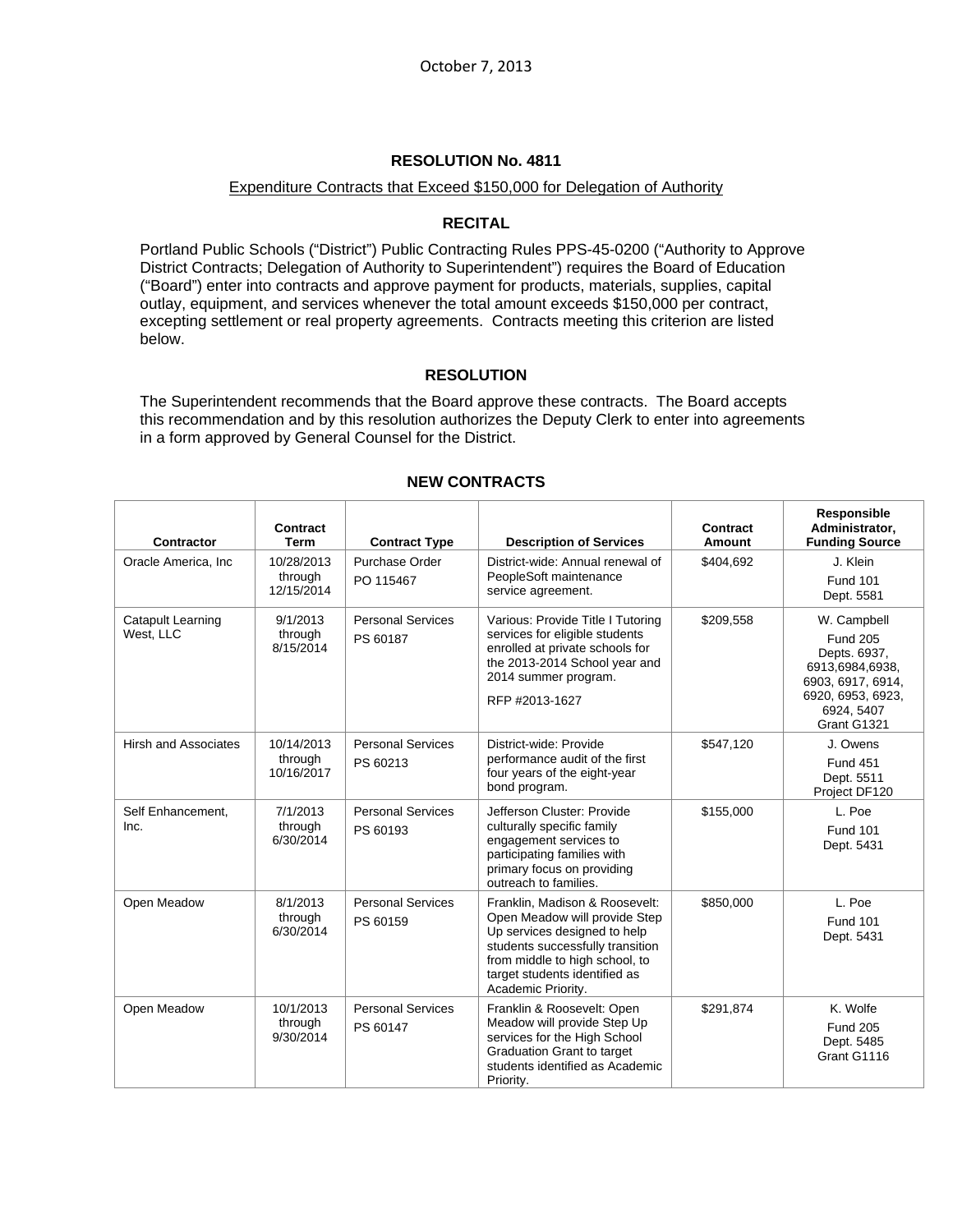October 7, 2013

## RESOLUTION No. 4811

Expenditure Contracts that Exceed $150,000 for Delegation of Authority

### RECITAL

Portland Public Schools ("District") Public Contracting Rules PPS-45-0200 ("Authority to Approve District Contracts; Delegation of Authority to Superintendent") requires the Board of Education ("Board") enter into contracts and approve payment for products, materials, supplies, capital outlay, equipment, and services whenever the total amount exceeds $150,000 per contract, excepting settlement or real property agreements. Contracts meeting this criterion are listed below.

### RESOLUTION

The Superintendent recommends that the Board approve these contracts. The Board accepts this recommendation and by this resolution authorizes the Deputy Clerk to enter into agreements in a form approved by General Counsel for the District.

### NEW CONTRACTS

| Contractor | Contract Term | Contract Type | Description of Services | Contract Amount | Responsible Administrator, Funding Source |
|---|---|---|---|---|---|
| Oracle America, Inc | 10/28/2013 through 12/15/2014 | Purchase Order PO 115467 | District-wide: Annual renewal of PeopleSoft maintenance service agreement. | $404,692 | J. Klein Fund 101 Dept. 5581 |
| Catapult Learning West, LLC | 9/1/2013 through 8/15/2014 | Personal Services PS 60187 | Various: Provide Title I Tutoring services for eligible students enrolled at private schools for the 2013-2014 School year and 2014 summer program. RFP #2013-1627 | $209,558 | W. Campbell Fund 205 Depts. 6937, 6913,6984,6938, 6903, 6917, 6914, 6920, 6953, 6923, 6924, 5407 Grant G1321 |
| Hirsh and Associates | 10/14/2013 through 10/16/2017 | Personal Services PS 60213 | District-wide: Provide performance audit of the first four years of the eight-year bond program. | $547,120 | J. Owens Fund 451 Dept. 5511 Project DF120 |
| Self Enhancement, Inc. | 7/1/2013 through 6/30/2014 | Personal Services PS 60193 | Jefferson Cluster: Provide culturally specific family engagement services to participating families with primary focus on providing outreach to families. | $155,000 | L. Poe Fund 101 Dept. 5431 |
| Open Meadow | 8/1/2013 through 6/30/2014 | Personal Services PS 60159 | Franklin, Madison & Roosevelt: Open Meadow will provide Step Up services designed to help students successfully transition from middle to high school, to target students identified as Academic Priority. | $850,000 | L. Poe Fund 101 Dept. 5431 |
| Open Meadow | 10/1/2013 through 9/30/2014 | Personal Services PS 60147 | Franklin & Roosevelt: Open Meadow will provide Step Up services for the High School Graduation Grant to target students identified as Academic Priority. | $291,874 | K. Wolfe Fund 205 Dept. 5485 Grant G1116 |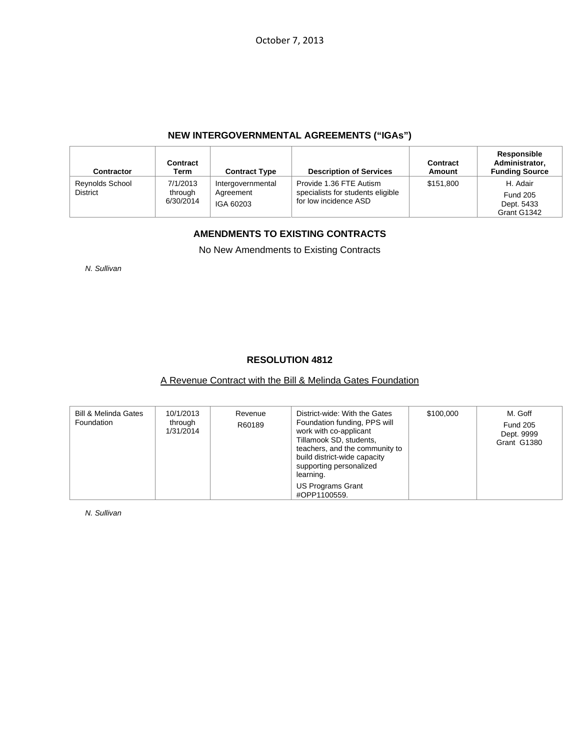October 7, 2013

## NEW INTERGOVERNMENTAL AGREEMENTS ("IGAs")

| Contractor | Contract Term | Contract Type | Description of Services | Contract Amount | Responsible Administrator, Funding Source |
|---|---|---|---|---|---|
| Reynolds School District | 7/1/2013 through 6/30/2014 | Intergovernmental Agreement IGA 60203 | Provide 1.36 FTE Autism specialists for students eligible for low incidence ASD | $151,800 | H. Adair Fund 205 Dept. 5433 Grant G1342 |

## AMENDMENTS TO EXISTING CONTRACTS

No New Amendments to Existing Contracts

*N. Sullivan*

## RESOLUTION 4812

A Revenue Contract with the Bill & Melinda Gates Foundation

| | | | | | |
|---|---|---|---|---|---|
| Bill & Melinda Gates Foundation | 10/1/2013 through 1/31/2014 | Revenue R60189 | District-wide: With the Gates Foundation funding, PPS will work with co-applicant Tillamook SD, students, teachers, and the community to build district-wide capacity supporting personalized learning. US Programs Grant #OPP1100559. | $100,000 | M. Goff Fund 205 Dept. 9999 Grant G1380 |

*N. Sullivan*